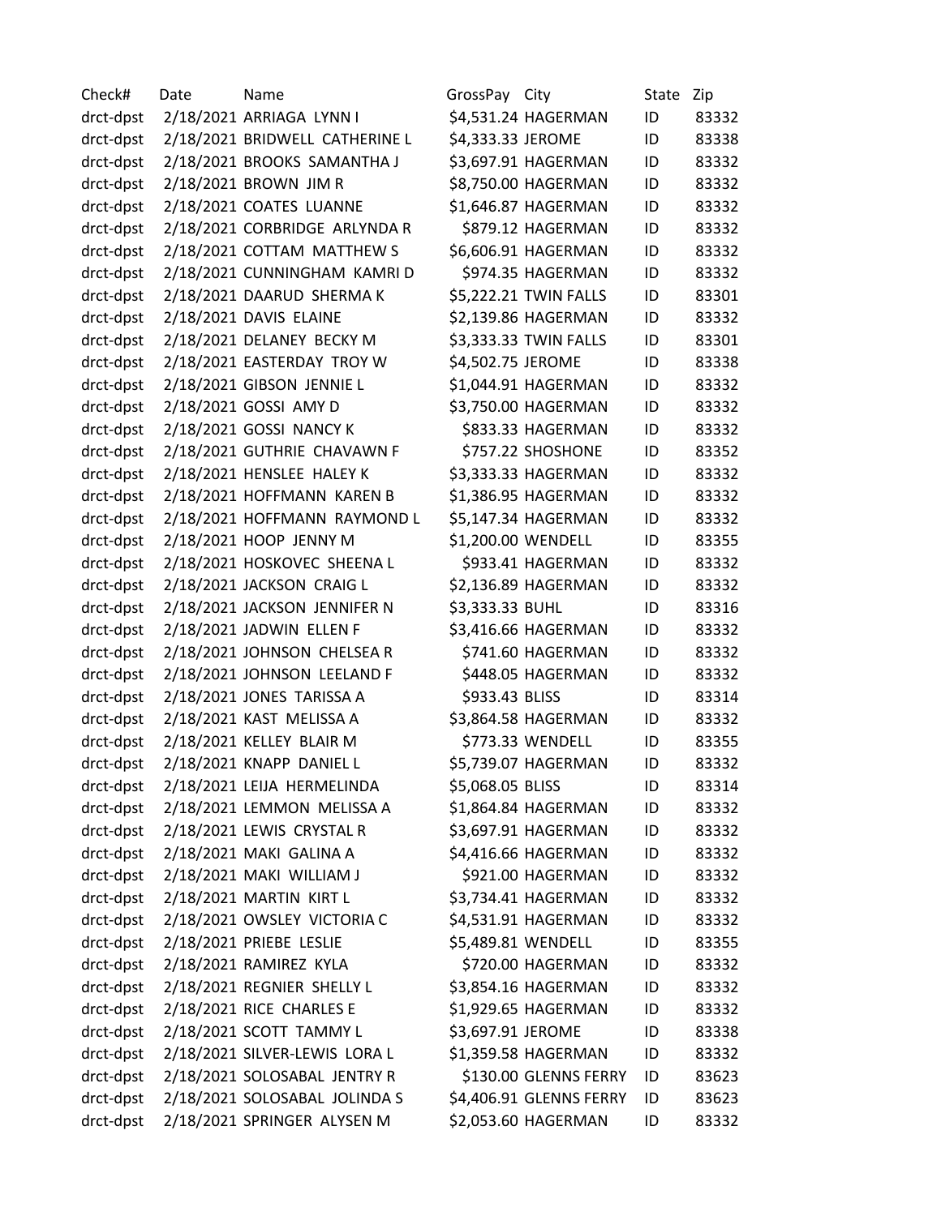| Check# | Date | Name | GrossPay | City | State | Zip |
|---|---|---|---|---|---|---|
| drct-dpst | 2/18/2021 | ARRIAGA LYNN I | $4,531.24 | HAGERMAN | ID | 83332 |
| drct-dpst | 2/18/2021 | BRIDWELL CATHERINE L | $4,333.33 | JEROME | ID | 83338 |
| drct-dpst | 2/18/2021 | BROOKS SAMANTHA J | $3,697.91 | HAGERMAN | ID | 83332 |
| drct-dpst | 2/18/2021 | BROWN JIM R | $8,750.00 | HAGERMAN | ID | 83332 |
| drct-dpst | 2/18/2021 | COATES LUANNE | $1,646.87 | HAGERMAN | ID | 83332 |
| drct-dpst | 2/18/2021 | CORBRIDGE ARLYNDA R | $879.12 | HAGERMAN | ID | 83332 |
| drct-dpst | 2/18/2021 | COTTAM MATTHEW S | $6,606.91 | HAGERMAN | ID | 83332 |
| drct-dpst | 2/18/2021 | CUNNINGHAM KAMRI D | $974.35 | HAGERMAN | ID | 83332 |
| drct-dpst | 2/18/2021 | DAARUD SHERMA K | $5,222.21 | TWIN FALLS | ID | 83301 |
| drct-dpst | 2/18/2021 | DAVIS ELAINE | $2,139.86 | HAGERMAN | ID | 83332 |
| drct-dpst | 2/18/2021 | DELANEY BECKY M | $3,333.33 | TWIN FALLS | ID | 83301 |
| drct-dpst | 2/18/2021 | EASTERDAY TROY W | $4,502.75 | JEROME | ID | 83338 |
| drct-dpst | 2/18/2021 | GIBSON JENNIE L | $1,044.91 | HAGERMAN | ID | 83332 |
| drct-dpst | 2/18/2021 | GOSSI AMY D | $3,750.00 | HAGERMAN | ID | 83332 |
| drct-dpst | 2/18/2021 | GOSSI NANCY K | $833.33 | HAGERMAN | ID | 83332 |
| drct-dpst | 2/18/2021 | GUTHRIE CHAVAWN F | $757.22 | SHOSHONE | ID | 83352 |
| drct-dpst | 2/18/2021 | HENSLEE HALEY K | $3,333.33 | HAGERMAN | ID | 83332 |
| drct-dpst | 2/18/2021 | HOFFMANN KAREN B | $1,386.95 | HAGERMAN | ID | 83332 |
| drct-dpst | 2/18/2021 | HOFFMANN RAYMOND L | $5,147.34 | HAGERMAN | ID | 83332 |
| drct-dpst | 2/18/2021 | HOOP JENNY M | $1,200.00 | WENDELL | ID | 83355 |
| drct-dpst | 2/18/2021 | HOSKOVEC SHEENA L | $933.41 | HAGERMAN | ID | 83332 |
| drct-dpst | 2/18/2021 | JACKSON CRAIG L | $2,136.89 | HAGERMAN | ID | 83332 |
| drct-dpst | 2/18/2021 | JACKSON JENNIFER N | $3,333.33 | BUHL | ID | 83316 |
| drct-dpst | 2/18/2021 | JADWIN ELLEN F | $3,416.66 | HAGERMAN | ID | 83332 |
| drct-dpst | 2/18/2021 | JOHNSON CHELSEA R | $741.60 | HAGERMAN | ID | 83332 |
| drct-dpst | 2/18/2021 | JOHNSON LEELAND F | $448.05 | HAGERMAN | ID | 83332 |
| drct-dpst | 2/18/2021 | JONES TARISSA A | $933.43 | BLISS | ID | 83314 |
| drct-dpst | 2/18/2021 | KAST MELISSA A | $3,864.58 | HAGERMAN | ID | 83332 |
| drct-dpst | 2/18/2021 | KELLEY BLAIR M | $773.33 | WENDELL | ID | 83355 |
| drct-dpst | 2/18/2021 | KNAPP DANIEL L | $5,739.07 | HAGERMAN | ID | 83332 |
| drct-dpst | 2/18/2021 | LEIJA HERMELINDA | $5,068.05 | BLISS | ID | 83314 |
| drct-dpst | 2/18/2021 | LEMMON MELISSA A | $1,864.84 | HAGERMAN | ID | 83332 |
| drct-dpst | 2/18/2021 | LEWIS CRYSTAL R | $3,697.91 | HAGERMAN | ID | 83332 |
| drct-dpst | 2/18/2021 | MAKI GALINA A | $4,416.66 | HAGERMAN | ID | 83332 |
| drct-dpst | 2/18/2021 | MAKI WILLIAM J | $921.00 | HAGERMAN | ID | 83332 |
| drct-dpst | 2/18/2021 | MARTIN KIRT L | $3,734.41 | HAGERMAN | ID | 83332 |
| drct-dpst | 2/18/2021 | OWSLEY VICTORIA C | $4,531.91 | HAGERMAN | ID | 83332 |
| drct-dpst | 2/18/2021 | PRIEBE LESLIE | $5,489.81 | WENDELL | ID | 83355 |
| drct-dpst | 2/18/2021 | RAMIREZ KYLA | $720.00 | HAGERMAN | ID | 83332 |
| drct-dpst | 2/18/2021 | REGNIER SHELLY L | $3,854.16 | HAGERMAN | ID | 83332 |
| drct-dpst | 2/18/2021 | RICE CHARLES E | $1,929.65 | HAGERMAN | ID | 83332 |
| drct-dpst | 2/18/2021 | SCOTT TAMMY L | $3,697.91 | JEROME | ID | 83338 |
| drct-dpst | 2/18/2021 | SILVER-LEWIS LORA L | $1,359.58 | HAGERMAN | ID | 83332 |
| drct-dpst | 2/18/2021 | SOLOSABAL JENTRY R | $130.00 | GLENNS FERRY | ID | 83623 |
| drct-dpst | 2/18/2021 | SOLOSABAL JOLINDA S | $4,406.91 | GLENNS FERRY | ID | 83623 |
| drct-dpst | 2/18/2021 | SPRINGER ALYSEN M | $2,053.60 | HAGERMAN | ID | 83332 |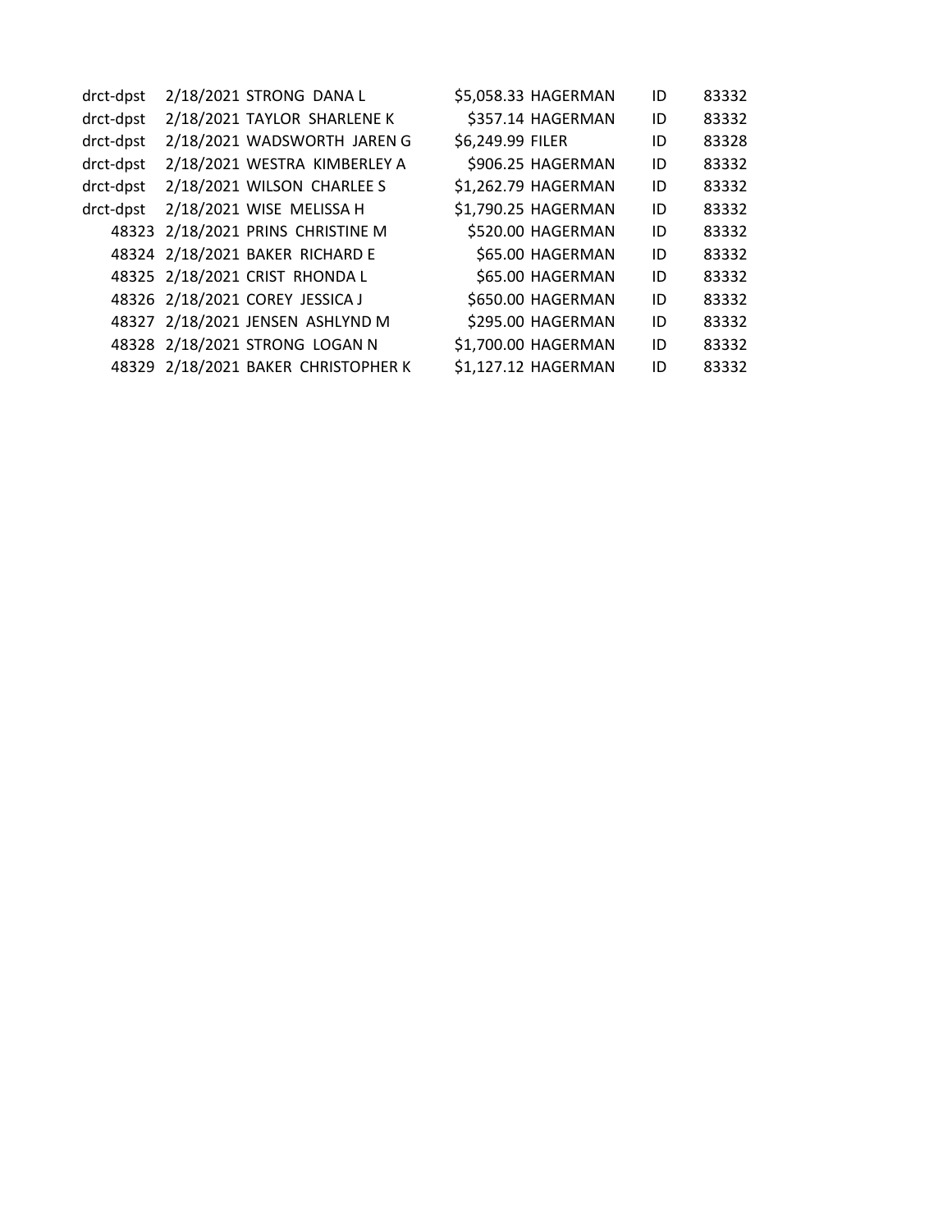| | | | | | | |
|---|---|---|---|---|---|---|
| drct-dpst | 2/18/2021 | STRONG DANA L | $5,058.33 | HAGERMAN | ID | 83332 |
| drct-dpst | 2/18/2021 | TAYLOR SHARLENE K | $357.14 | HAGERMAN | ID | 83332 |
| drct-dpst | 2/18/2021 | WADSWORTH JAREN G | $6,249.99 | FILER | ID | 83328 |
| drct-dpst | 2/18/2021 | WESTRA KIMBERLEY A | $906.25 | HAGERMAN | ID | 83332 |
| drct-dpst | 2/18/2021 | WILSON CHARLEE S | $1,262.79 | HAGERMAN | ID | 83332 |
| drct-dpst | 2/18/2021 | WISE MELISSA H | $1,790.25 | HAGERMAN | ID | 83332 |
| 48323 | 2/18/2021 | PRINS CHRISTINE M | $520.00 | HAGERMAN | ID | 83332 |
| 48324 | 2/18/2021 | BAKER RICHARD E | $65.00 | HAGERMAN | ID | 83332 |
| 48325 | 2/18/2021 | CRIST RHONDA L | $65.00 | HAGERMAN | ID | 83332 |
| 48326 | 2/18/2021 | COREY JESSICA J | $650.00 | HAGERMAN | ID | 83332 |
| 48327 | 2/18/2021 | JENSEN ASHLYND M | $295.00 | HAGERMAN | ID | 83332 |
| 48328 | 2/18/2021 | STRONG LOGAN N | $1,700.00 | HAGERMAN | ID | 83332 |
| 48329 | 2/18/2021 | BAKER CHRISTOPHER K | $1,127.12 | HAGERMAN | ID | 83332 |